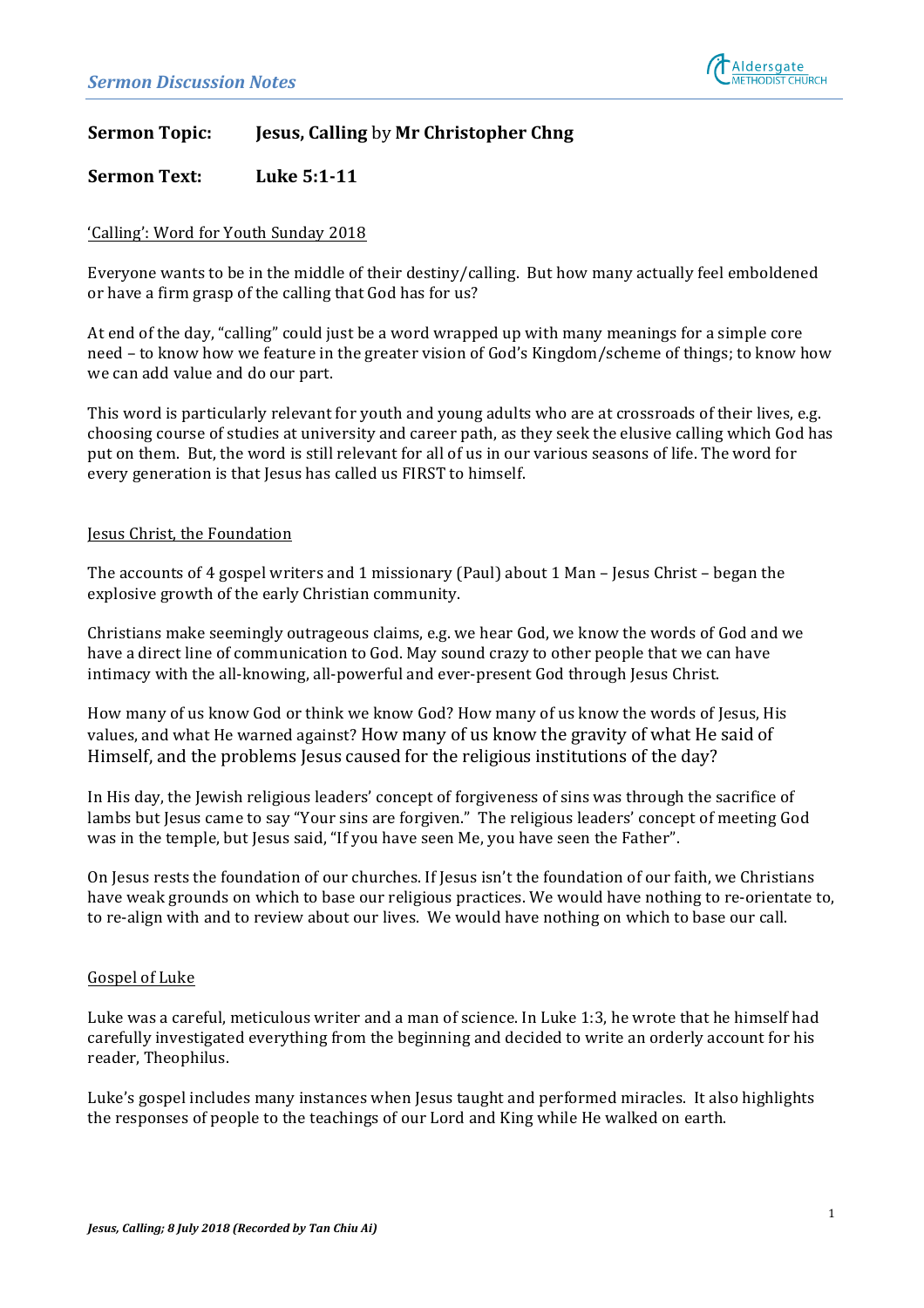**Sermon Topic:** **Jesus, Calling** by **Mr Christopher Chng**

**Sermon Text:** **Luke 5:1-11**

'Calling': Word for Youth Sunday 2018

Everyone wants to be in the middle of their destiny/calling. But how many actually feel emboldened or have a firm grasp of the calling that God has for us?

At end of the day, "calling" could just be a word wrapped up with many meanings for a simple core need – to know how we feature in the greater vision of God's Kingdom/scheme of things; to know how we can add value and do our part.

This word is particularly relevant for youth and young adults who are at crossroads of their lives, e.g. choosing course of studies at university and career path, as they seek the elusive calling which God has put on them. But, the word is still relevant for all of us in our various seasons of life. The word for every generation is that Jesus has called us FIRST to himself.

Jesus Christ, the Foundation

The accounts of 4 gospel writers and 1 missionary (Paul) about 1 Man – Jesus Christ – began the explosive growth of the early Christian community.

Christians make seemingly outrageous claims, e.g. we hear God, we know the words of God and we have a direct line of communication to God. May sound crazy to other people that we can have intimacy with the all-knowing, all-powerful and ever-present God through Jesus Christ.

How many of us know God or think we know God? How many of us know the words of Jesus, His values, and what He warned against? How many of us know the gravity of what He said of Himself, and the problems Jesus caused for the religious institutions of the day?

In His day, the Jewish religious leaders' concept of forgiveness of sins was through the sacrifice of lambs but Jesus came to say "Your sins are forgiven." The religious leaders' concept of meeting God was in the temple, but Jesus said, "If you have seen Me, you have seen the Father".

On Jesus rests the foundation of our churches. If Jesus isn't the foundation of our faith, we Christians have weak grounds on which to base our religious practices. We would have nothing to re-orientate to, to re-align with and to review about our lives. We would have nothing on which to base our call.

Gospel of Luke

Luke was a careful, meticulous writer and a man of science. In Luke 1:3, he wrote that he himself had carefully investigated everything from the beginning and decided to write an orderly account for his reader, Theophilus.

Luke's gospel includes many instances when Jesus taught and performed miracles. It also highlights the responses of people to the teachings of our Lord and King while He walked on earth.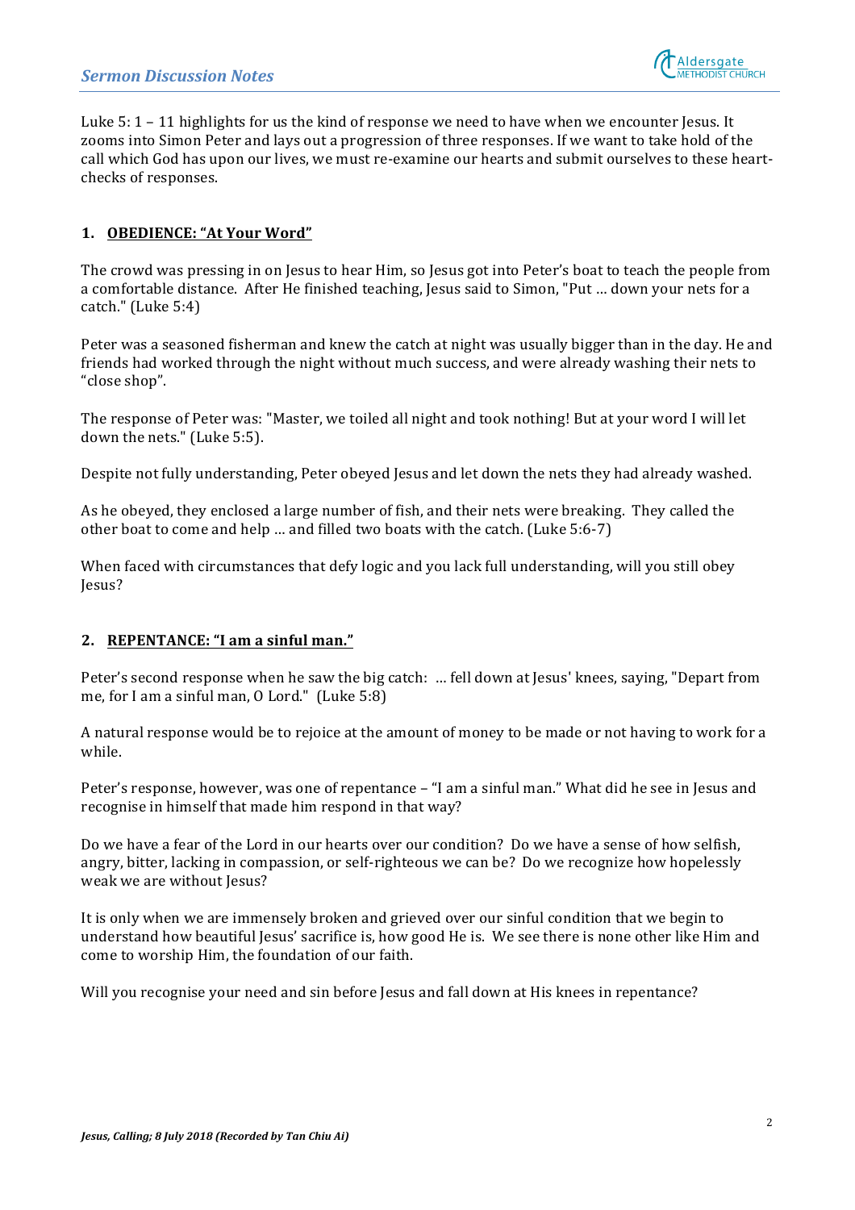Luke 5: 1 – 11 highlights for us the kind of response we need to have when we encounter Jesus. It zooms into Simon Peter and lays out a progression of three responses. If we want to take hold of the call which God has upon our lives, we must re-examine our hearts and submit ourselves to these heart-checks of responses.

## 1. **OBEDIENCE: "At Your Word"**

The crowd was pressing in on Jesus to hear Him, so Jesus got into Peter's boat to teach the people from a comfortable distance. After He finished teaching, Jesus said to Simon, "Put … down your nets for a catch." (Luke 5:4)

Peter was a seasoned fisherman and knew the catch at night was usually bigger than in the day. He and friends had worked through the night without much success, and were already washing their nets to "close shop".

The response of Peter was: "Master, we toiled all night and took nothing! But at your word I will let down the nets." (Luke 5:5).

Despite not fully understanding, Peter obeyed Jesus and let down the nets they had already washed.

As he obeyed, they enclosed a large number of fish, and their nets were breaking. They called the other boat to come and help … and filled two boats with the catch. (Luke 5:6-7)

When faced with circumstances that defy logic and you lack full understanding, will you still obey Jesus?

## 2. **REPENTANCE: "I am a sinful man."**

Peter's second response when he saw the big catch: … fell down at Jesus' knees, saying, "Depart from me, for I am a sinful man, O Lord." (Luke 5:8)

A natural response would be to rejoice at the amount of money to be made or not having to work for a while.

Peter's response, however, was one of repentance – "I am a sinful man." What did he see in Jesus and recognise in himself that made him respond in that way?

Do we have a fear of the Lord in our hearts over our condition? Do we have a sense of how selfish, angry, bitter, lacking in compassion, or self-righteous we can be? Do we recognize how hopelessly weak we are without Jesus?

It is only when we are immensely broken and grieved over our sinful condition that we begin to understand how beautiful Jesus' sacrifice is, how good He is. We see there is none other like Him and come to worship Him, the foundation of our faith.

Will you recognise your need and sin before Jesus and fall down at His knees in repentance?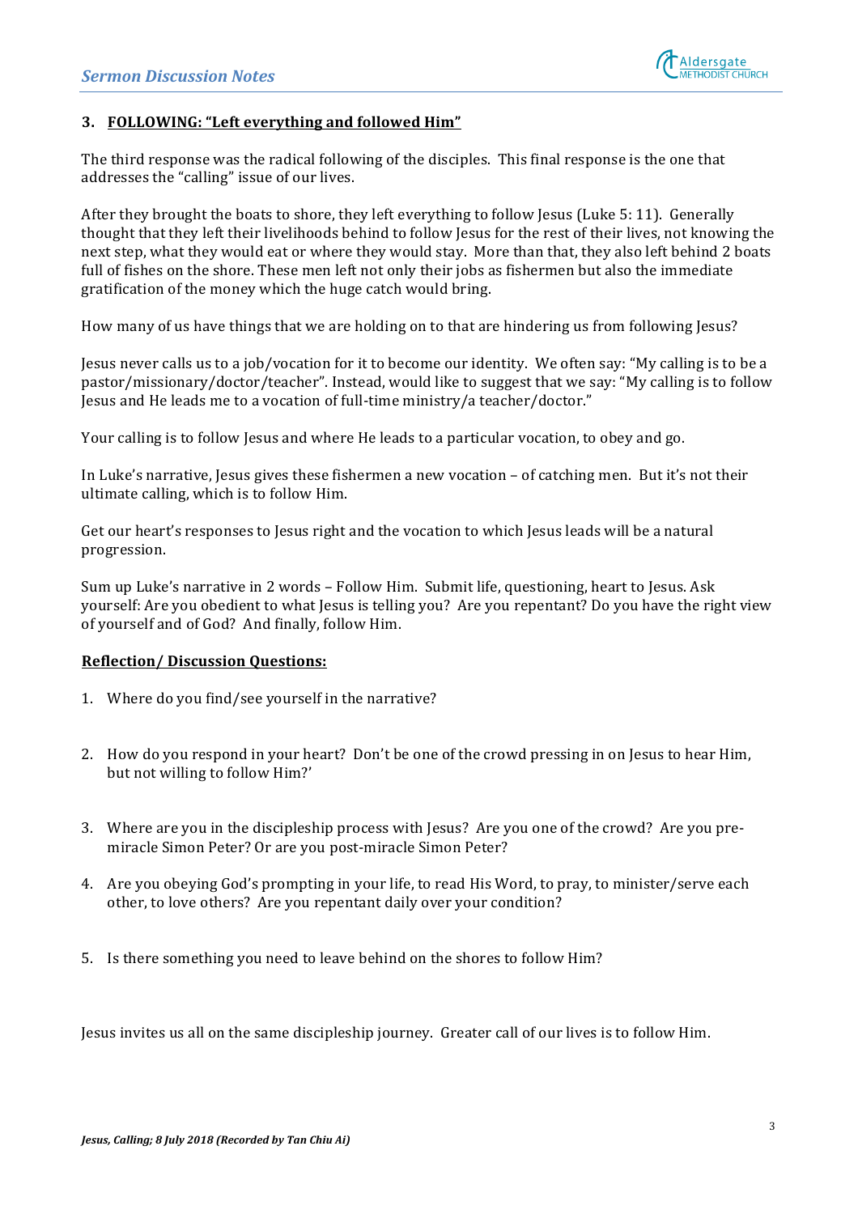### 3. FOLLOWING: "Left everything and followed Him"

The third response was the radical following of the disciples. This final response is the one that addresses the "calling" issue of our lives.

After they brought the boats to shore, they left everything to follow Jesus (Luke 5: 11). Generally thought that they left their livelihoods behind to follow Jesus for the rest of their lives, not knowing the next step, what they would eat or where they would stay. More than that, they also left behind 2 boats full of fishes on the shore. These men left not only their jobs as fishermen but also the immediate gratification of the money which the huge catch would bring.

How many of us have things that we are holding on to that are hindering us from following Jesus?

Jesus never calls us to a job/vocation for it to become our identity. We often say: "My calling is to be a pastor/missionary/doctor/teacher". Instead, would like to suggest that we say: "My calling is to follow Jesus and He leads me to a vocation of full-time ministry/a teacher/doctor."

Your calling is to follow Jesus and where He leads to a particular vocation, to obey and go.

In Luke's narrative, Jesus gives these fishermen a new vocation – of catching men. But it's not their ultimate calling, which is to follow Him.

Get our heart's responses to Jesus right and the vocation to which Jesus leads will be a natural progression.

Sum up Luke's narrative in 2 words – Follow Him. Submit life, questioning, heart to Jesus. Ask yourself: Are you obedient to what Jesus is telling you? Are you repentant? Do you have the right view of yourself and of God? And finally, follow Him.

**Reflection/ Discussion Questions:**

1. Where do you find/see yourself in the narrative?
2. How do you respond in your heart? Don't be one of the crowd pressing in on Jesus to hear Him, but not willing to follow Him?'
3. Where are you in the discipleship process with Jesus? Are you one of the crowd? Are you pre-miracle Simon Peter? Or are you post-miracle Simon Peter?
4. Are you obeying God's prompting in your life, to read His Word, to pray, to minister/serve each other, to love others? Are you repentant daily over your condition?
5. Is there something you need to leave behind on the shores to follow Him?

Jesus invites us all on the same discipleship journey. Greater call of our lives is to follow Him.